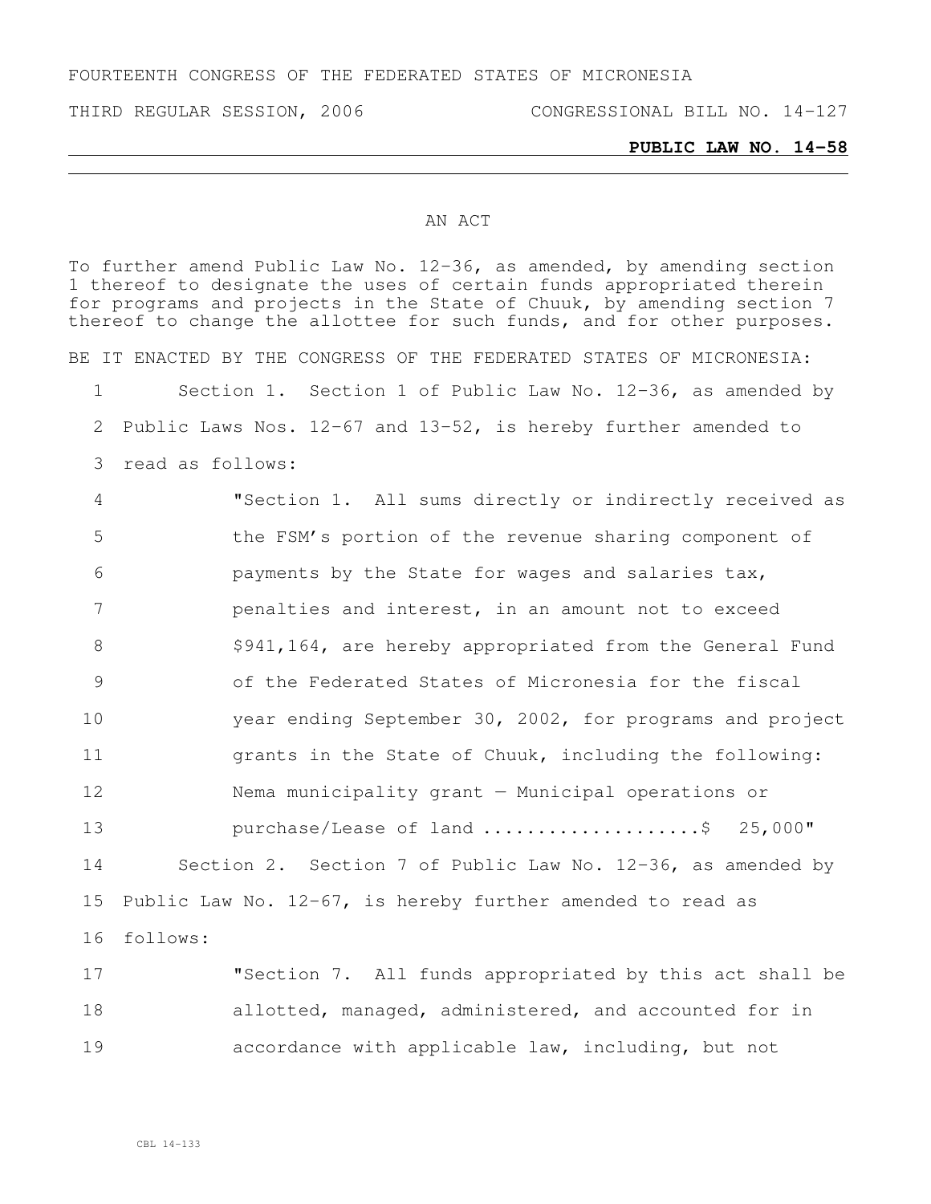FOURTEENTH CONGRESS OF THE FEDERATED STATES OF MICRONESIA

THIRD REGULAR SESSION, 2006 CONGRESSIONAL BILL NO. 14-127

**PUBLIC LAW NO. 14-58**

AN ACT

To further amend Public Law No. 12-36, as amended, by amending section 1 thereof to designate the uses of certain funds appropriated therein for programs and projects in the State of Chuuk, by amending section 7 thereof to change the allottee for such funds, and for other purposes.

BE IT ENACTED BY THE CONGRESS OF THE FEDERATED STATES OF MICRONESIA:

1 Section 1. Section 1 of Public Law No. 12-36, as amended by
2 Public Laws Nos. 12-67 and 13-52, is hereby further amended to
3 read as follows:

4 "Section 1. All sums directly or indirectly received as
5 the FSM's portion of the revenue sharing component of
6 payments by the State for wages and salaries tax,
7 penalties and interest, in an amount not to exceed
8 $941,164, are hereby appropriated from the General Fund
9 of the Federated States of Micronesia for the fiscal
10 year ending September 30, 2002, for programs and project
11 grants in the State of Chuuk, including the following:
12 Nema municipality grant — Municipal operations or
13 purchase/Lease of land ....................$ 25,000"

14 Section 2. Section 7 of Public Law No. 12-36, as amended by
15 Public Law No. 12-67, is hereby further amended to read as
16 follows:

17 "Section 7. All funds appropriated by this act shall be
18 allotted, managed, administered, and accounted for in
19 accordance with applicable law, including, but not

CBL 14-133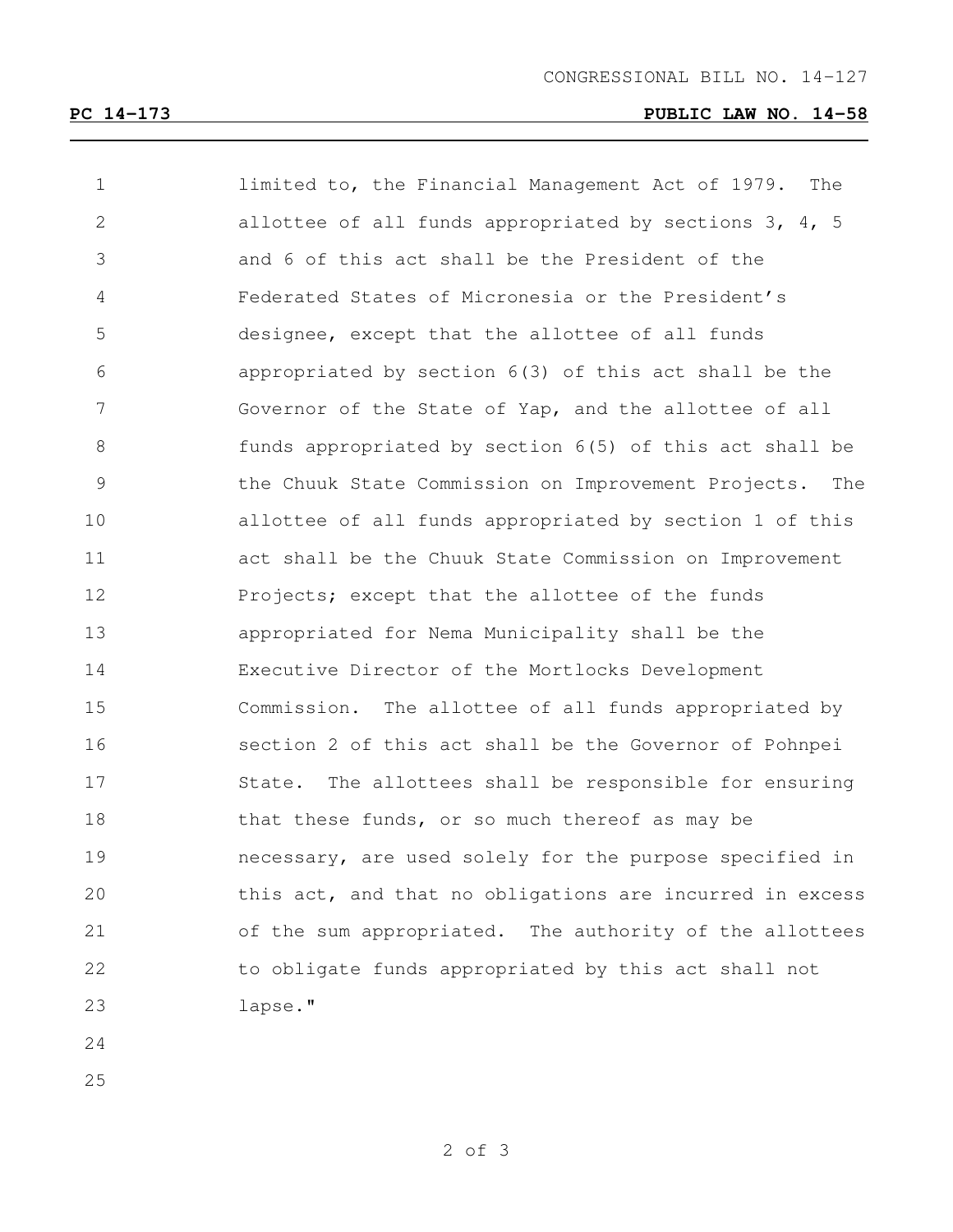limited to, the Financial Management Act of 1979. The allottee of all funds appropriated by sections 3, 4, 5 and 6 of this act shall be the President of the Federated States of Micronesia or the President's designee, except that the allottee of all funds appropriated by section 6(3) of this act shall be the Governor of the State of Yap, and the allottee of all funds appropriated by section 6(5) of this act shall be the Chuuk State Commission on Improvement Projects. The allottee of all funds appropriated by section 1 of this act shall be the Chuuk State Commission on Improvement Projects; except that the allottee of the funds appropriated for Nema Municipality shall be the Executive Director of the Mortlocks Development Commission. The allottee of all funds appropriated by section 2 of this act shall be the Governor of Pohnpei State. The allottees shall be responsible for ensuring that these funds, or so much thereof as may be necessary, are used solely for the purpose specified in this act, and that no obligations are incurred in excess of the sum appropriated. The authority of the allottees to obligate funds appropriated by this act shall not lapse."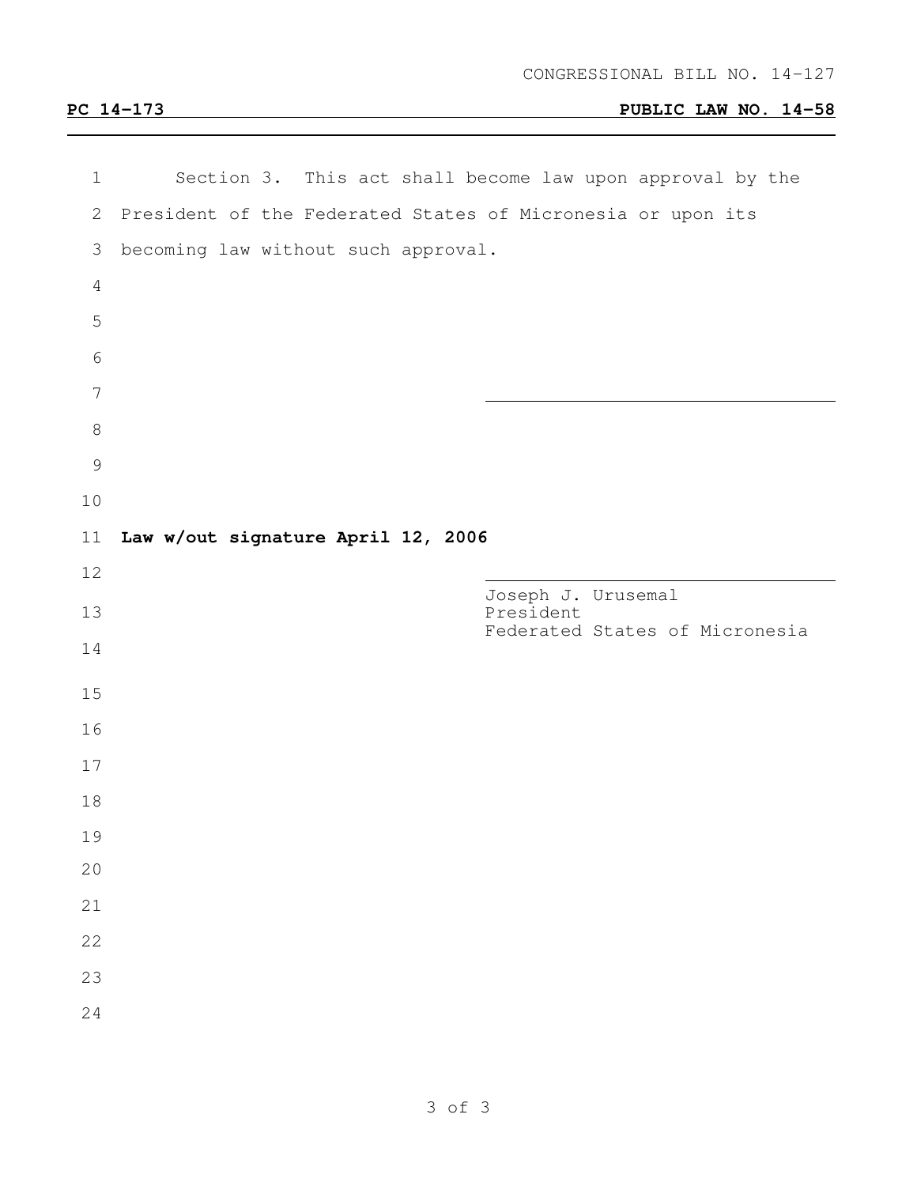CONGRESSIONAL BILL NO. 14-127

**PC 14-173** **PUBLIC LAW NO. 14-58**

Section 3. This act shall become law upon approval by the President of the Federated States of Micronesia or upon its becoming law without such approval.

**Law w/out signature April 12, 2006**

Joseph J. Urusemal
President
Federated States of Micronesia